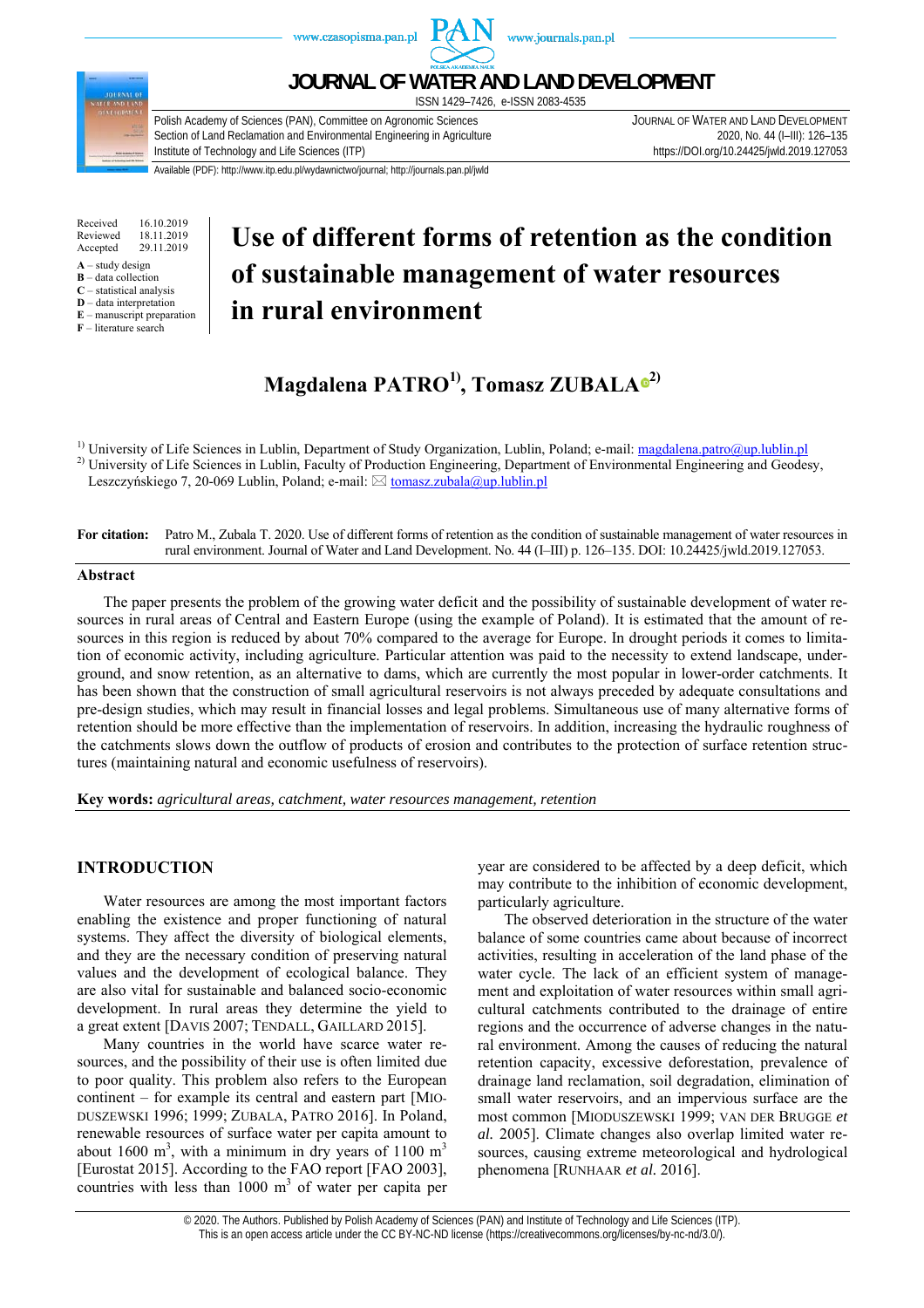# Use of different forms of retention as the condition of sustainable management of water resources in rural environment

Received 16.10.2019
Reviewed 18.11.2019
Accepted 29.11.2019

**A** – study design
**B** – data collection
**C** – statistical analysis
**D** – data interpretation
**E** – manuscript preparation
**F** – literature search

## Magdalena PATRO[1], Tomasz ZUBALA[2]

[1] University of Life Sciences in Lublin, Department of Study Organization, Lublin, Poland; e-mail: magdalena.patro@up.lublin.pl

[2] University of Life Sciences in Lublin, Faculty of Production Engineering, Department of Environmental Engineering and Geodesy, Leszczyńskiego 7, 20-069 Lublin, Poland; e-mail: tomasz.zubala@up.lublin.pl

**For citation:** Patro M., Zubala T. 2020. Use of different forms of retention as the condition of sustainable management of water resources in rural environment. Journal of Water and Land Development. No. 44 (I–III) p. 126–135. DOI: 10.24425/jwld.2019.127053.

### Abstract

The paper presents the problem of the growing water deficit and the possibility of sustainable development of water resources in rural areas of Central and Eastern Europe (using the example of Poland). It is estimated that the amount of resources in this region is reduced by about 70% compared to the average for Europe. In drought periods it comes to limitation of economic activity, including agriculture. Particular attention was paid to the necessity to extend landscape, underground, and snow retention, as an alternative to dams, which are currently the most popular in lower-order catchments. It has been shown that the construction of small agricultural reservoirs is not always preceded by adequate consultations and pre-design studies, which may result in financial losses and legal problems. Simultaneous use of many alternative forms of retention should be more effective than the implementation of reservoirs. In addition, increasing the hydraulic roughness of the catchments slows down the outflow of products of erosion and contributes to the protection of surface retention structures (maintaining natural and economic usefulness of reservoirs).

**Key words:** *agricultural areas, catchment, water resources management, retention*

## INTRODUCTION

Water resources are among the most important factors enabling the existence and proper functioning of natural systems. They affect the diversity of biological elements, and they are the necessary condition of preserving natural values and the development of ecological balance. They are also vital for sustainable and balanced socio-economic development. In rural areas they determine the yield to a great extent [DAVIS 2007; TENDALL, GAILLARD 2015].

Many countries in the world have scarce water resources, and the possibility of their use is often limited due to poor quality. This problem also refers to the European continent – for example its central and eastern part [MIODUSZEWSKI 1996; 1999; ZUBALA, PATRO 2016]. In Poland, renewable resources of surface water per capita amount to about 1600 $m^3$, with a minimum in dry years of 1100 $m^3$ [Eurostat 2015]. According to the FAO report [FAO 2003], countries with less than 1000 $m^3$ of water per capita per year are considered to be affected by a deep deficit, which may contribute to the inhibition of economic development, particularly agriculture.

The observed deterioration in the structure of the water balance of some countries came about because of incorrect activities, resulting in acceleration of the land phase of the water cycle. The lack of an efficient system of management and exploitation of water resources within small agricultural catchments contributed to the drainage of entire regions and the occurrence of adverse changes in the natural environment. Among the causes of reducing the natural retention capacity, excessive deforestation, prevalence of drainage land reclamation, soil degradation, elimination of small water reservoirs, and an impervious surface are the most common [MIODUSZEWSKI 1999; VAN DER BRUGGE *et al.* 2005]. Climate changes also overlap limited water resources, causing extreme meteorological and hydrological phenomena [RUNHAAR *et al.* 2016].

© 2020. The Authors. Published by Polish Academy of Sciences (PAN) and Institute of Technology and Life Sciences (ITP). This is an open access article under the CC BY-NC-ND license (https://creativecommons.org/licenses/by-nc-nd/3.0/).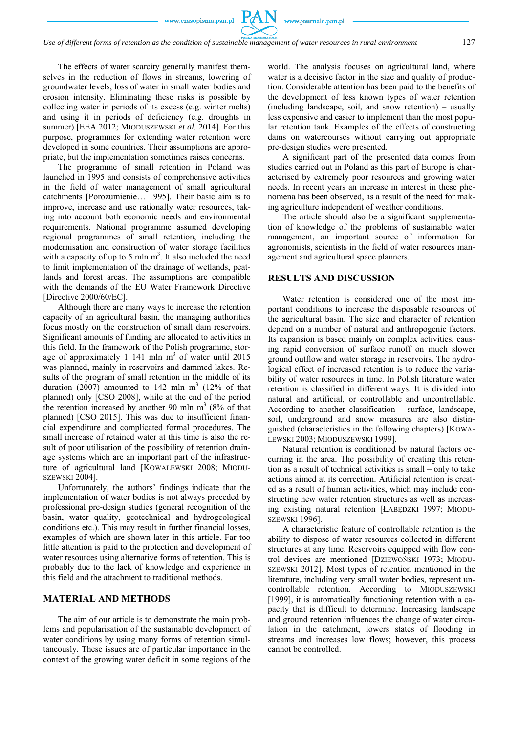The effects of water scarcity generally manifest themselves in the reduction of flows in streams, lowering of groundwater levels, loss of water in small water bodies and erosion intensity. Eliminating these risks is possible by collecting water in periods of its excess (e.g. winter melts) and using it in periods of deficiency (e.g. droughts in summer) [EEA 2012; MIODUSZEWSKI *et al.* 2014]. For this purpose, programmes for extending water retention were developed in some countries. Their assumptions are appropriate, but the implementation sometimes raises concerns.

The programme of small retention in Poland was launched in 1995 and consists of comprehensive activities in the field of water management of small agricultural catchments [Porozumienie… 1995]. Their basic aim is to improve, increase and use rationally water resources, taking into account both economic needs and environmental requirements. National programme assumed developing regional programmes of small retention, including the modernisation and construction of water storage facilities with a capacity of up to 5 mln m$^3$. It also included the need to limit implementation of the drainage of wetlands, peatlands and forest areas. The assumptions are compatible with the demands of the EU Water Framework Directive [Directive 2000/60/EC].

Although there are many ways to increase the retention capacity of an agricultural basin, the managing authorities focus mostly on the construction of small dam reservoirs. Significant amounts of funding are allocated to activities in this field. In the framework of the Polish programme, storage of approximately 1 141 mln m$^3$ of water until 2015 was planned, mainly in reservoirs and dammed lakes. Results of the program of small retention in the middle of its duration (2007) amounted to 142 mln m$^3$ (12% of that planned) only [CSO 2008], while at the end of the period the retention increased by another 90 mln m$^3$ (8% of that planned) [CSO 2015]. This was due to insufficient financial expenditure and complicated formal procedures. The small increase of retained water at this time is also the result of poor utilisation of the possibility of retention drainage systems which are an important part of the infrastructure of agricultural land [KOWALEWSKI 2008; MIODUSZEWSKI 2004].

Unfortunately, the authors' findings indicate that the implementation of water bodies is not always preceded by professional pre-design studies (general recognition of the basin, water quality, geotechnical and hydrogeological conditions etc.). This may result in further financial losses, examples of which are shown later in this article. Far too little attention is paid to the protection and development of water resources using alternative forms of retention. This is probably due to the lack of knowledge and experience in this field and the attachment to traditional methods.

## MATERIAL AND METHODS

The aim of our article is to demonstrate the main problems and popularisation of the sustainable development of water conditions by using many forms of retention simultaneously. These issues are of particular importance in the context of the growing water deficit in some regions of the world. The analysis focuses on agricultural land, where water is a decisive factor in the size and quality of production. Considerable attention has been paid to the benefits of the development of less known types of water retention (including landscape, soil, and snow retention) – usually less expensive and easier to implement than the most popular retention tank. Examples of the effects of constructing dams on watercourses without carrying out appropriate pre-design studies were presented.

A significant part of the presented data comes from studies carried out in Poland as this part of Europe is characterised by extremely poor resources and growing water needs. In recent years an increase in interest in these phenomena has been observed, as a result of the need for making agriculture independent of weather conditions.

The article should also be a significant supplementation of knowledge of the problems of sustainable water management, an important source of information for agronomists, scientists in the field of water resources management and agricultural space planners.

## RESULTS AND DISCUSSION

Water retention is considered one of the most important conditions to increase the disposable resources of the agricultural basin. The size and character of retention depend on a number of natural and anthropogenic factors. Its expansion is based mainly on complex activities, causing rapid conversion of surface runoff on much slower ground outflow and water storage in reservoirs. The hydrological effect of increased retention is to reduce the variability of water resources in time. In Polish literature water retention is classified in different ways. It is divided into natural and artificial, or controllable and uncontrollable. According to another classification – surface, landscape, soil, underground and snow measures are also distinguished (characteristics in the following chapters) [KOWALEWSKI 2003; MIODUSZEWSKI 1999].

Natural retention is conditioned by natural factors occurring in the area. The possibility of creating this retention as a result of technical activities is small – only to take actions aimed at its correction. Artificial retention is created as a result of human activities, which may include constructing new water retention structures as well as increasing existing natural retention [ŁABĘDZKI 1997; MIODUSZEWSKI 1996].

A characteristic feature of controllable retention is the ability to dispose of water resources collected in different structures at any time. Reservoirs equipped with flow control devices are mentioned [DZIEWOŃSKI 1973; MIODUSZEWSKI 2012]. Most types of retention mentioned in the literature, including very small water bodies, represent uncontrollable retention. According to MIODUSZEWSKI [1999], it is automatically functioning retention with a capacity that is difficult to determine. Increasing landscape and ground retention influences the change of water circulation in the catchment, lowers states of flooding in streams and increases low flows; however, this process cannot be controlled.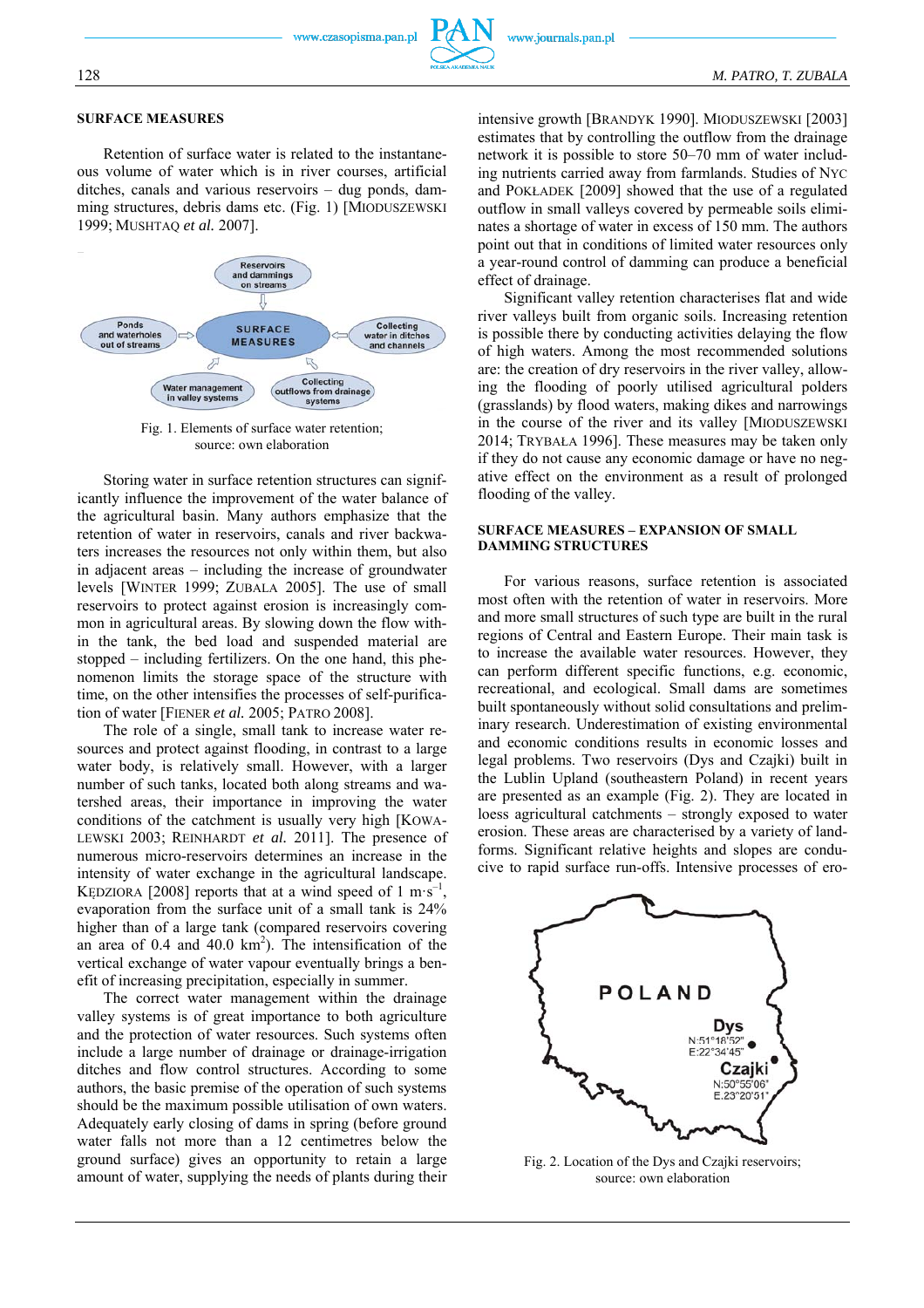## SURFACE MEASURES

Retention of surface water is related to the instantaneous volume of water which is in river courses, artificial ditches, canals and various reservoirs – dug ponds, damming structures, debris dams etc. (Fig. 1) [MIODUSZEWSKI 1999; MUSHTAQ *et al.* 2007].

Fig. 1. Elements of surface water retention; source: own elaboration

Storing water in surface retention structures can significantly influence the improvement of the water balance of the agricultural basin. Many authors emphasize that the retention of water in reservoirs, canals and river backwaters increases the resources not only within them, but also in adjacent areas – including the increase of groundwater levels [WINTER 1999; ZUBALA 2005]. The use of small reservoirs to protect against erosion is increasingly common in agricultural areas. By slowing down the flow within the tank, the bed load and suspended material are stopped – including fertilizers. On the one hand, this phenomenon limits the storage space of the structure with time, on the other intensifies the processes of self-purification of water [FIENER *et al.* 2005; PATRO 2008].

The role of a single, small tank to increase water resources and protect against flooding, in contrast to a large water body, is relatively small. However, with a larger number of such tanks, located both along streams and watershed areas, their importance in improving the water conditions of the catchment is usually very high [KOWALEWSKI 2003; REINHARDT *et al.* 2011]. The presence of numerous micro-reservoirs determines an increase in the intensity of water exchange in the agricultural landscape. KĘDZIORA [2008] reports that at a wind speed of 1 $m \cdot s^{-1}$, evaporation from the surface unit of a small tank is 24% higher than of a large tank (compared reservoirs covering an area of 0.4 and 40.0 $km^2$). The intensification of the vertical exchange of water vapour eventually brings a benefit of increasing precipitation, especially in summer.

The correct water management within the drainage valley systems is of great importance to both agriculture and the protection of water resources. Such systems often include a large number of drainage or drainage-irrigation ditches and flow control structures. According to some authors, the basic premise of the operation of such systems should be the maximum possible utilisation of own waters. Adequately early closing of dams in spring (before ground water falls not more than a 12 centimetres below the ground surface) gives an opportunity to retain a large amount of water, supplying the needs of plants during their intensive growth [BRANDYK 1990]. MIODUSZEWSKI [2003] estimates that by controlling the outflow from the drainage network it is possible to store 50–70 mm of water including nutrients carried away from farmlands. Studies of NYC and POKŁADEK [2009] showed that the use of a regulated outflow in small valleys covered by permeable soils eliminates a shortage of water in excess of 150 mm. The authors point out that in conditions of limited water resources only a year-round control of damming can produce a beneficial effect of drainage.

Significant valley retention characterises flat and wide river valleys built from organic soils. Increasing retention is possible there by conducting activities delaying the flow of high waters. Among the most recommended solutions are: the creation of dry reservoirs in the river valley, allowing the flooding of poorly utilised agricultural polders (grasslands) by flood waters, making dikes and narrowings in the course of the river and its valley [MIODUSZEWSKI 2014; TRYBAŁA 1996]. These measures may be taken only if they do not cause any economic damage or have no negative effect on the environment as a result of prolonged flooding of the valley.

## SURFACE MEASURES – EXPANSION OF SMALL DAMMING STRUCTURES

For various reasons, surface retention is associated most often with the retention of water in reservoirs. More and more small structures of such type are built in the rural regions of Central and Eastern Europe. Their main task is to increase the available water resources. However, they can perform different specific functions, e.g. economic, recreational, and ecological. Small dams are sometimes built spontaneously without solid consultations and preliminary research. Underestimation of existing environmental and economic conditions results in economic losses and legal problems. Two reservoirs (Dys and Czajki) built in the Lublin Upland (southeastern Poland) in recent years are presented as an example (Fig. 2). They are located in loess agricultural catchments – strongly exposed to water erosion. These areas are characterised by a variety of landforms. Significant relative heights and slopes are conducive to rapid surface run-offs. Intensive processes of ero-

Fig. 2. Location of the Dys and Czajki reservoirs; source: own elaboration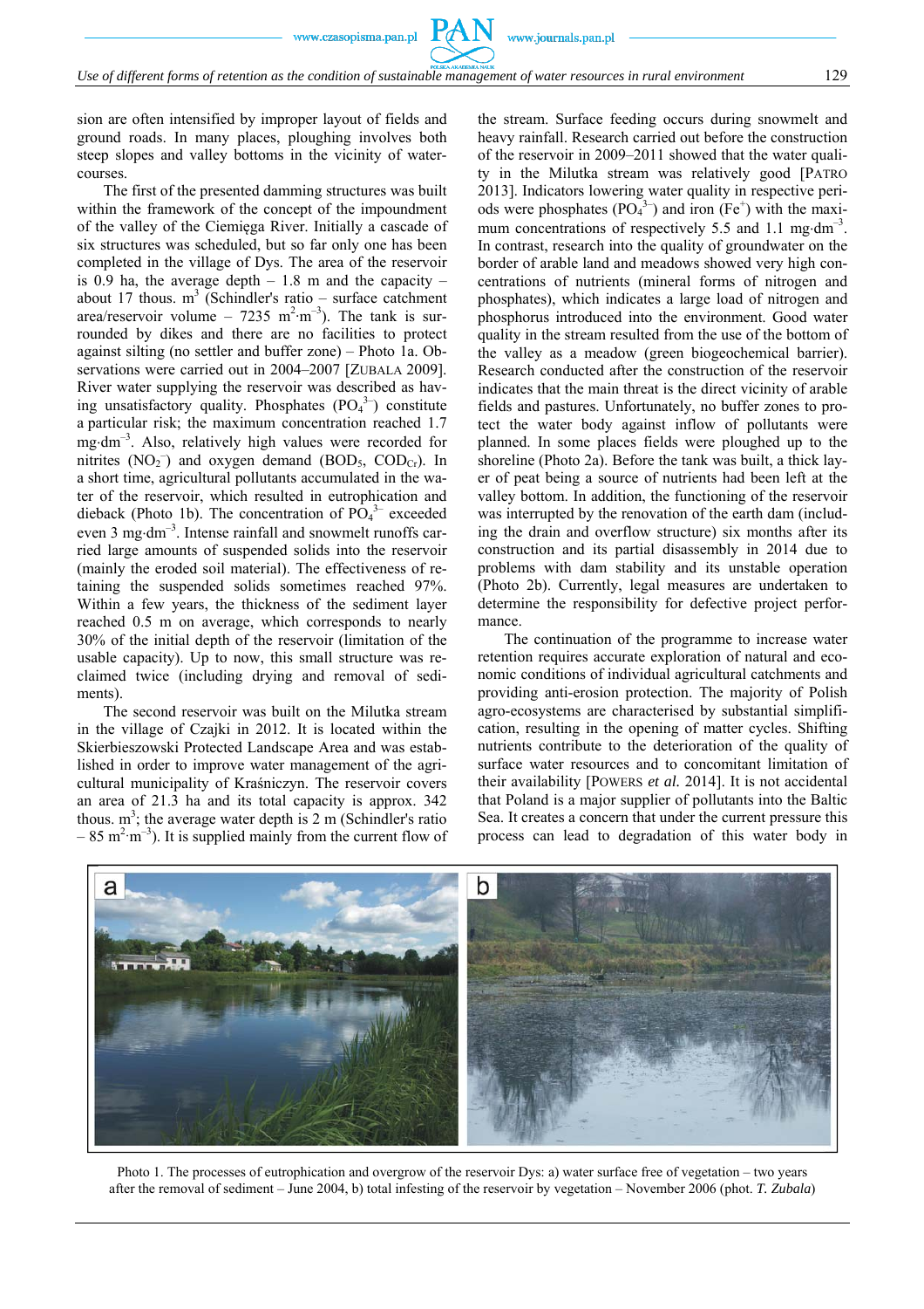sion are often intensified by improper layout of fields and ground roads. In many places, ploughing involves both steep slopes and valley bottoms in the vicinity of watercourses.

The first of the presented damming structures was built within the framework of the concept of the impoundment of the valley of the Ciemięga River. Initially a cascade of six structures was scheduled, but so far only one has been completed in the village of Dys. The area of the reservoir is 0.9 ha, the average depth – 1.8 m and the capacity – about 17 thous. $m^3$ (Schindler's ratio – surface catchment area/reservoir volume – 7235 $m^2 \cdot m^{-3}$). The tank is surrounded by dikes and there are no facilities to protect against silting (no settler and buffer zone) – Photo 1a. Observations were carried out in 2004–2007 [ZUBALA 2009]. River water supplying the reservoir was described as having unsatisfactory quality. Phosphates ($PO_4^{3-}$) constitute a particular risk; the maximum concentration reached 1.7 $mg \cdot dm^{-3}$. Also, relatively high values were recorded for nitrites ($NO_2^-$) and oxygen demand ($BOD_5$, $COD_{Cr}$). In a short time, agricultural pollutants accumulated in the water of the reservoir, which resulted in eutrophication and dieback (Photo 1b). The concentration of $PO_4^{3-}$ exceeded even 3 $mg \cdot dm^{-3}$. Intense rainfall and snowmelt runoffs carried large amounts of suspended solids into the reservoir (mainly the eroded soil material). The effectiveness of retaining the suspended solids sometimes reached 97%. Within a few years, the thickness of the sediment layer reached 0.5 m on average, which corresponds to nearly 30% of the initial depth of the reservoir (limitation of the usable capacity). Up to now, this small structure was reclaimed twice (including drying and removal of sediments).

The second reservoir was built on the Milutka stream in the village of Czajki in 2012. It is located within the Skierbieszowski Protected Landscape Area and was established in order to improve water management of the agricultural municipality of Kraśniczyn. The reservoir covers an area of 21.3 ha and its total capacity is approx. 342 thous. $m^3$; the average water depth is 2 m (Schindler's ratio – 85 $m^2 \cdot m^{-3}$). It is supplied mainly from the current flow of the stream. Surface feeding occurs during snowmelt and heavy rainfall. Research carried out before the construction of the reservoir in 2009–2011 showed that the water quality in the Milutka stream was relatively good [PATRO 2013]. Indicators lowering water quality in respective periods were phosphates ($PO_4^{3-}$) and iron ($Fe^+$) with the maximum concentrations of respectively 5.5 and 1.1 $mg \cdot dm^{-3}$. In contrast, research into the quality of groundwater on the border of arable land and meadows showed very high concentrations of nutrients (mineral forms of nitrogen and phosphates), which indicates a large load of nitrogen and phosphorus introduced into the environment. Good water quality in the stream resulted from the use of the bottom of the valley as a meadow (green biogeochemical barrier). Research conducted after the construction of the reservoir indicates that the main threat is the direct vicinity of arable fields and pastures. Unfortunately, no buffer zones to protect the water body against inflow of pollutants were planned. In some places fields were ploughed up to the shoreline (Photo 2a). Before the tank was built, a thick layer of peat being a source of nutrients had been left at the valley bottom. In addition, the functioning of the reservoir was interrupted by the renovation of the earth dam (including the drain and overflow structure) six months after its construction and its partial disassembly in 2014 due to problems with dam stability and its unstable operation (Photo 2b). Currently, legal measures are undertaken to determine the responsibility for defective project performance.

The continuation of the programme to increase water retention requires accurate exploration of natural and economic conditions of individual agricultural catchments and providing anti-erosion protection. The majority of Polish agro-ecosystems are characterised by substantial simplification, resulting in the opening of matter cycles. Shifting nutrients contribute to the deterioration of the quality of surface water resources and to concomitant limitation of their availability [POWERS *et al.* 2014]. It is not accidental that Poland is a major supplier of pollutants into the Baltic Sea. It creates a concern that under the current pressure this process can lead to degradation of this water body in

Photo 1. The processes of eutrophication and overgrow of the reservoir Dys: a) water surface free of vegetation – two years after the removal of sediment – June 2004, b) total infesting of the reservoir by vegetation – November 2006 (phot. *T. Zubala*)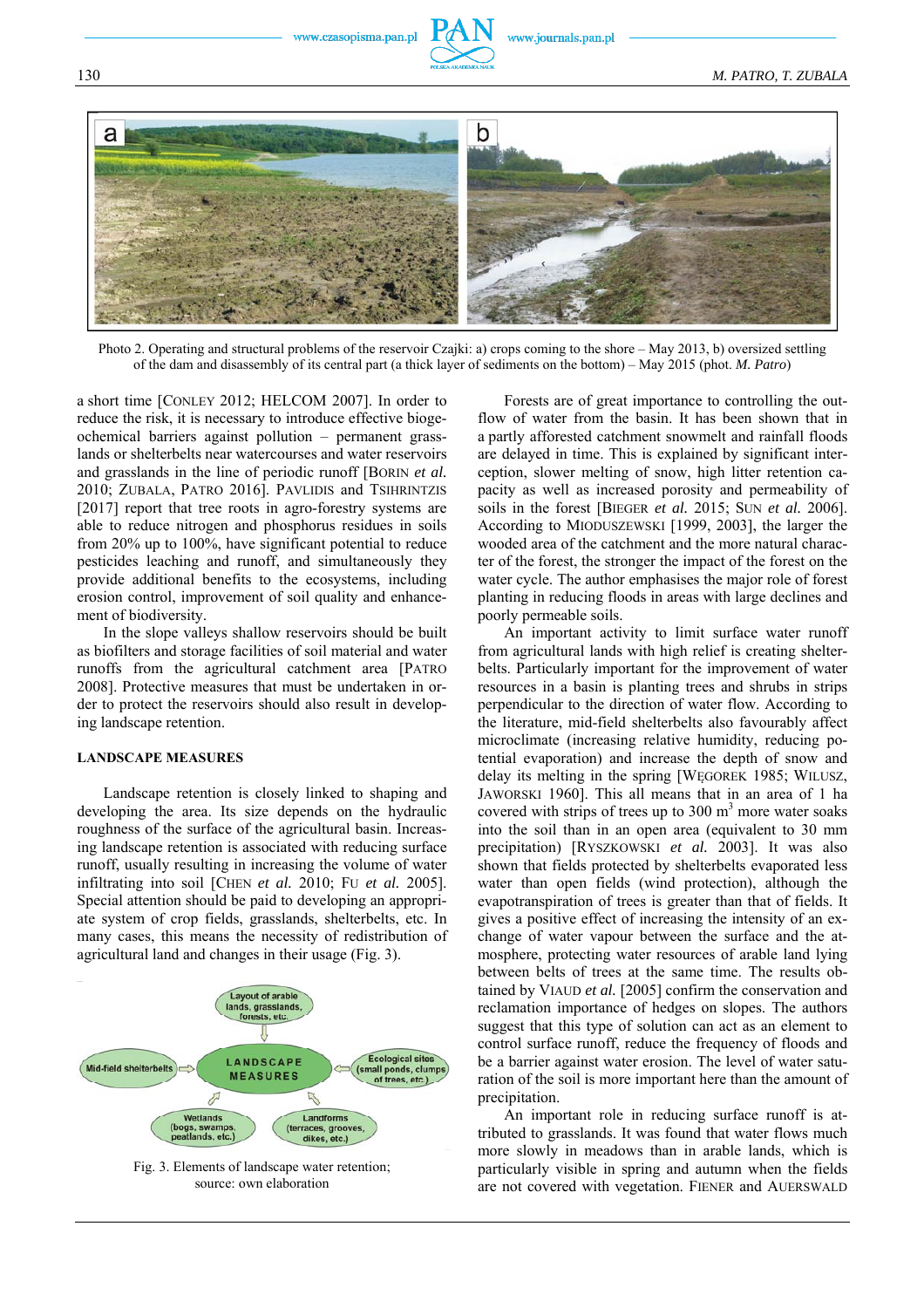Photo 2. Operating and structural problems of the reservoir Czajki: a) crops coming to the shore – May 2013, b) oversized settling of the dam and disassembly of its central part (a thick layer of sediments on the bottom) – May 2015 (phot. *M. Patro*)

a short time [CONLEY 2012; HELCOM 2007]. In order to reduce the risk, it is necessary to introduce effective biogeochemical barriers against pollution – permanent grasslands or shelterbelts near watercourses and water reservoirs and grasslands in the line of periodic runoff [BORIN *et al.* 2010; ZUBALA, PATRO 2016]. PAVLIDIS and TSIHRINTZIS [2017] report that tree roots in agro-forestry systems are able to reduce nitrogen and phosphorus residues in soils from 20% up to 100%, have significant potential to reduce pesticides leaching and runoff, and simultaneously they provide additional benefits to the ecosystems, including erosion control, improvement of soil quality and enhancement of biodiversity.

In the slope valleys shallow reservoirs should be built as biofilters and storage facilities of soil material and water runoffs from the agricultural catchment area [PATRO 2008]. Protective measures that must be undertaken in order to protect the reservoirs should also result in developing landscape retention.

## LANDSCAPE MEASURES

Landscape retention is closely linked to shaping and developing the area. Its size depends on the hydraulic roughness of the surface of the agricultural basin. Increasing landscape retention is associated with reducing surface runoff, usually resulting in increasing the volume of water infiltrating into soil [CHEN *et al.* 2010; FU *et al.* 2005]. Special attention should be paid to developing an appropriate system of crop fields, grasslands, shelterbelts, etc. In many cases, this means the necessity of redistribution of agricultural land and changes in their usage (Fig. 3).

Layout of arable lands, grasslands, forests, etc.

Mid-field shelterbelts

LANDSCAPE MEASURES

Ecological sites (small ponds, clumps of trees, etc.)

Wetlands (bogs, swamps, peatlands, etc.)

Landforms (terraces, grooves, dikes, etc.)

Fig. 3. Elements of landscape water retention; source: own elaboration

Forests are of great importance to controlling the outflow of water from the basin. It has been shown that in a partly afforested catchment snowmelt and rainfall floods are delayed in time. This is explained by significant interception, slower melting of snow, high litter retention capacity as well as increased porosity and permeability of soils in the forest [BIEGER *et al.* 2015; SUN *et al.* 2006]. According to MIODUSZEWSKI [1999, 2003], the larger the wooded area of the catchment and the more natural character of the forest, the stronger the impact of the forest on the water cycle. The author emphasises the major role of forest planting in reducing floods in areas with large declines and poorly permeable soils.

An important activity to limit surface water runoff from agricultural lands with high relief is creating shelterbelts. Particularly important for the improvement of water resources in a basin is planting trees and shrubs in strips perpendicular to the direction of water flow. According to the literature, mid-field shelterbelts also favourably affect microclimate (increasing relative humidity, reducing potential evaporation) and increase the depth of snow and delay its melting in the spring [WĘGOREK 1985; WILUSZ, JAWORSKI 1960]. This all means that in an area of 1 ha covered with strips of trees up to 300 $m^3$ more water soaks into the soil than in an open area (equivalent to 30 mm precipitation) [RYSZKOWSKI *et al.* 2003]. It was also shown that fields protected by shelterbelts evaporated less water than open fields (wind protection), although the evapotranspiration of trees is greater than that of fields. It gives a positive effect of increasing the intensity of an exchange of water vapour between the surface and the atmosphere, protecting water resources of arable land lying between belts of trees at the same time. The results obtained by VIAUD *et al.* [2005] confirm the conservation and reclamation importance of hedges on slopes. The authors suggest that this type of solution can act as an element to control surface runoff, reduce the frequency of floods and be a barrier against water erosion. The level of water saturation of the soil is more important here than the amount of precipitation.

An important role in reducing surface runoff is attributed to grasslands. It was found that water flows much more slowly in meadows than in arable lands, which is particularly visible in spring and autumn when the fields are not covered with vegetation. FIENER and AUERSWALD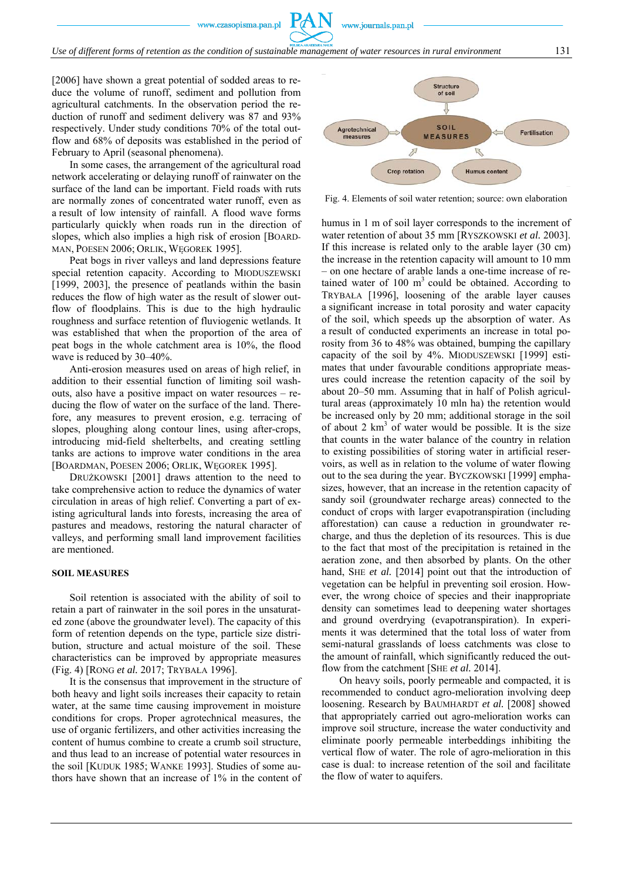[2006] have shown a great potential of sodded areas to reduce the volume of runoff, sediment and pollution from agricultural catchments. In the observation period the reduction of runoff and sediment delivery was 87 and 93% respectively. Under study conditions 70% of the total outflow and 68% of deposits was established in the period of February to April (seasonal phenomena).

In some cases, the arrangement of the agricultural road network accelerating or delaying runoff of rainwater on the surface of the land can be important. Field roads with ruts are normally zones of concentrated water runoff, even as a result of low intensity of rainfall. A flood wave forms particularly quickly when roads run in the direction of slopes, which also implies a high risk of erosion [BOARDMAN, POESEN 2006; ORLIK, WĘGOREK 1995].

Peat bogs in river valleys and land depressions feature special retention capacity. According to MIODUSZEWSKI [1999, 2003], the presence of peatlands within the basin reduces the flow of high water as the result of slower outflow of floodplains. This is due to the high hydraulic roughness and surface retention of fluviogenic wetlands. It was established that when the proportion of the area of peat bogs in the whole catchment area is 10%, the flood wave is reduced by 30–40%.

Anti-erosion measures used on areas of high relief, in addition to their essential function of limiting soil washouts, also have a positive impact on water resources – reducing the flow of water on the surface of the land. Therefore, any measures to prevent erosion, e.g. terracing of slopes, ploughing along contour lines, using after-crops, introducing mid-field shelterbelts, and creating settling tanks are actions to improve water conditions in the area [BOARDMAN, POESEN 2006; ORLIK, WĘGOREK 1995].

DRUŻKOWSKI [2001] draws attention to the need to take comprehensive action to reduce the dynamics of water circulation in areas of high relief. Converting a part of existing agricultural lands into forests, increasing the area of pastures and meadows, restoring the natural character of valleys, and performing small land improvement facilities are mentioned.

## SOIL MEASURES

Soil retention is associated with the ability of soil to retain a part of rainwater in the soil pores in the unsaturated zone (above the groundwater level). The capacity of this form of retention depends on the type, particle size distribution, structure and actual moisture of the soil. These characteristics can be improved by appropriate measures (Fig. 4) [RONG *et al.* 2017; TRYBAŁA 1996].

It is the consensus that improvement in the structure of both heavy and light soils increases their capacity to retain water, at the same time causing improvement in moisture conditions for crops. Proper agrotechnical measures, the use of organic fertilizers, and other activities increasing the content of humus combine to create a crumb soil structure, and thus lead to an increase of potential water resources in the soil [KUDUK 1985; WANKE 1993]. Studies of some authors have shown that an increase of 1% in the content of humus in 1 m of soil layer corresponds to the increment of water retention of about 35 mm [RYSZKOWSKI *et al.* 2003]. If this increase is related only to the arable layer (30 cm) the increase in the retention capacity will amount to 10 mm – on one hectare of arable lands a one-time increase of retained water of 100 m$^3$ could be obtained. According to TRYBAŁA [1996], loosening of the arable layer causes a significant increase in total porosity and water capacity of the soil, which speeds up the absorption of water. As a result of conducted experiments an increase in total porosity from 36 to 48% was obtained, bumping the capillary capacity of the soil by 4%. MIODUSZEWSKI [1999] estimates that under favourable conditions appropriate measures could increase the retention capacity of the soil by about 20–50 mm. Assuming that in half of Polish agricultural areas (approximately 10 mln ha) the retention would be increased only by 20 mm; additional storage in the soil of about 2 km$^3$ of water would be possible. It is the size that counts in the water balance of the country in relation to existing possibilities of storing water in artificial reservoirs, as well as in relation to the volume of water flowing out to the sea during the year. BYCZKOWSKI [1999] emphasizes, however, that an increase in the retention capacity of sandy soil (groundwater recharge areas) connected to the conduct of crops with larger evapotranspiration (including afforestation) can cause a reduction in groundwater recharge, and thus the depletion of its resources. This is due to the fact that most of the precipitation is retained in the aeration zone, and then absorbed by plants. On the other hand, SHE *et al.* [2014] point out that the introduction of vegetation can be helpful in preventing soil erosion. However, the wrong choice of species and their inappropriate density can sometimes lead to deepening water shortages and ground overdrying (evapotranspiration). In experiments it was determined that the total loss of water from semi-natural grasslands of loess catchments was close to the amount of rainfall, which significantly reduced the outflow from the catchment [SHE *et al.* 2014].

On heavy soils, poorly permeable and compacted, it is recommended to conduct agro-melioration involving deep loosening. Research by BAUMHARDT *et al.* [2008] showed that appropriately carried out agro-melioration works can improve soil structure, increase the water conductivity and eliminate poorly permeable interbeddings inhibiting the vertical flow of water. The role of agro-melioration in this case is dual: to increase retention of the soil and facilitate the flow of water to aquifers.

Structure of soil → SOIL MEASURES ← Fertilisation; Agrotechnical measures → SOIL MEASURES; Crop rotation → SOIL MEASURES; Humus content → SOIL MEASURES

Fig. 4. Elements of soil water retention; source: own elaboration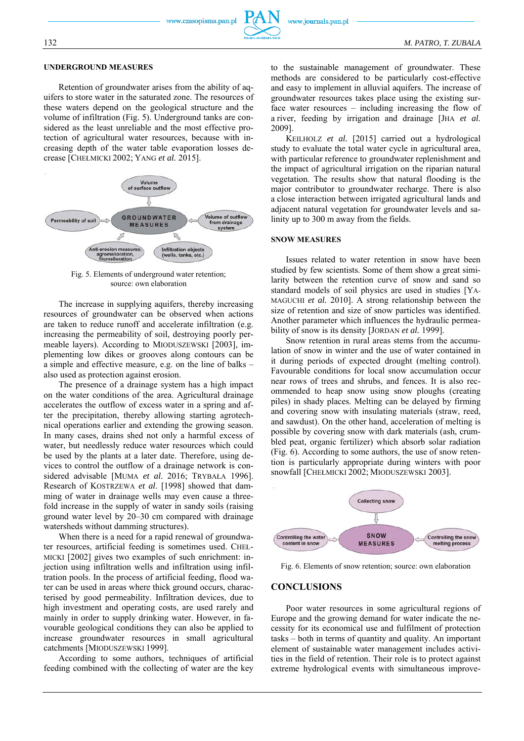### UNDERGROUND MEASURES

Retention of groundwater arises from the ability of aquifers to store water in the saturated zone. The resources of these waters depend on the geological structure and the volume of infiltration (Fig. 5). Underground tanks are considered as the least unreliable and the most effective protection of agricultural water resources, because with increasing depth of the water table evaporation losses decrease [CHEŁMICKI 2002; YANG *et al.* 2015].

Fig. 5. Elements of underground water retention; source: own elaboration

The increase in supplying aquifers, thereby increasing resources of groundwater can be observed when actions are taken to reduce runoff and accelerate infiltration (e.g. increasing the permeability of soil, destroying poorly permeable layers). According to MIODUSZEWSKI [2003], implementing low dikes or grooves along contours can be a simple and effective measure, e.g. on the line of balks – also used as protection against erosion.

The presence of a drainage system has a high impact on the water conditions of the area. Agricultural drainage accelerates the outflow of excess water in a spring and after the precipitation, thereby allowing starting agrotechnical operations earlier and extending the growing season. In many cases, drains shed not only a harmful excess of water, but needlessly reduce water resources which could be used by the plants at a later date. Therefore, using devices to control the outflow of a drainage network is considered advisable [MUMA *et al.* 2016; TRYBAŁA 1996]. Research of KOSTRZEWA *et al*. [1998] showed that damming of water in drainage wells may even cause a three-fold increase in the supply of water in sandy soils (raising ground water level by 20–30 cm compared with drainage watersheds without damming structures).

When there is a need for a rapid renewal of groundwater resources, artificial feeding is sometimes used. CHEŁMICKI [2002] gives two examples of such enrichment: injection using infiltration wells and infiltration using infiltration pools. In the process of artificial feeding, flood water can be used in areas where thick ground occurs, characterised by good permeability. Infiltration devices, due to high investment and operating costs, are used rarely and mainly in order to supply drinking water. However, in favourable geological conditions they can also be applied to increase groundwater resources in small agricultural catchments [MIODUSZEWSKI 1999].

According to some authors, techniques of artificial feeding combined with the collecting of water are the key to the sustainable management of groundwater. These methods are considered to be particularly cost-effective and easy to implement in alluvial aquifers. The increase of groundwater resources takes place using the existing surface water resources – including increasing the flow of a river, feeding by irrigation and drainage [JHA *et al.* 2009].

KEILHOLZ *et al.* [2015] carried out a hydrological study to evaluate the total water cycle in agricultural area, with particular reference to groundwater replenishment and the impact of agricultural irrigation on the riparian natural vegetation. The results show that natural flooding is the major contributor to groundwater recharge. There is also a close interaction between irrigated agricultural lands and adjacent natural vegetation for groundwater levels and salinity up to 300 m away from the fields.

### SNOW MEASURES

Issues related to water retention in snow have been studied by few scientists. Some of them show a great similarity between the retention curve of snow and sand so standard models of soil physics are used in studies [YAMAGUCHI *et al.* 2010]. A strong relationship between the size of retention and size of snow particles was identified. Another parameter which influences the hydraulic permeability of snow is its density [JORDAN *et al.* 1999].

Snow retention in rural areas stems from the accumulation of snow in winter and the use of water contained in it during periods of expected drought (melting control). Favourable conditions for local snow accumulation occur near rows of trees and shrubs, and fences. It is also recommended to heap snow using snow ploughs (creating piles) in shady places. Melting can be delayed by firming and covering snow with insulating materials (straw, reed, and sawdust). On the other hand, acceleration of melting is possible by covering snow with dark materials (ash, crumbled peat, organic fertilizer) which absorb solar radiation (Fig. 6). According to some authors, the use of snow retention is particularly appropriate during winters with poor snowfall [CHEŁMICKI 2002; MIODUSZEWSKI 2003].

Fig. 6. Elements of snow retention; source: own elaboration

## CONCLUSIONS

Poor water resources in some agricultural regions of Europe and the growing demand for water indicate the necessity for its economical use and fulfilment of protection tasks – both in terms of quantity and quality. An important element of sustainable water management includes activities in the field of retention. Their role is to protect against extreme hydrological events with simultaneous improve-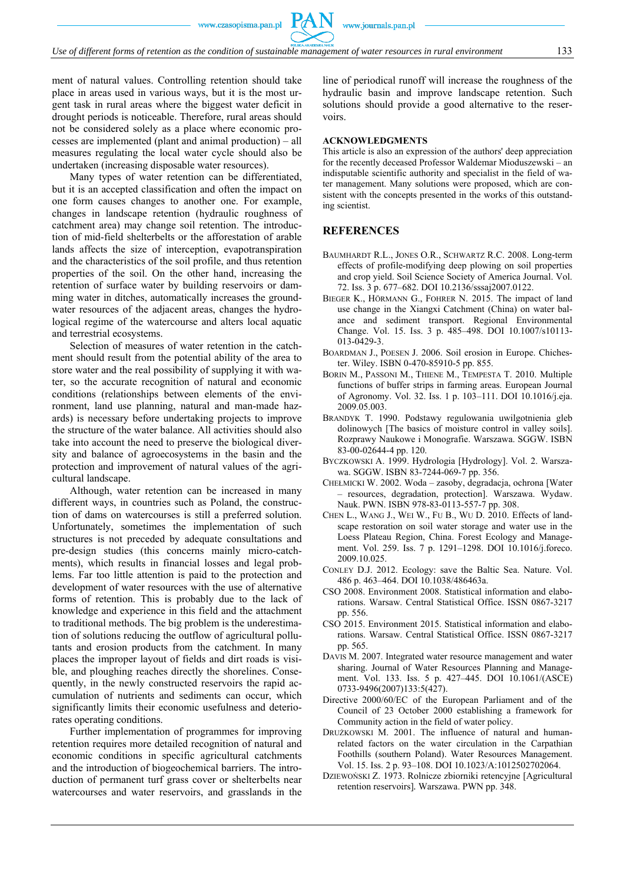ment of natural values. Controlling retention should take place in areas used in various ways, but it is the most urgent task in rural areas where the biggest water deficit in drought periods is noticeable. Therefore, rural areas should not be considered solely as a place where economic processes are implemented (plant and animal production) – all measures regulating the local water cycle should also be undertaken (increasing disposable water resources).

Many types of water retention can be differentiated, but it is an accepted classification and often the impact on one form causes changes to another one. For example, changes in landscape retention (hydraulic roughness of catchment area) may change soil retention. The introduction of mid-field shelterbelts or the afforestation of arable lands affects the size of interception, evapotranspiration and the characteristics of the soil profile, and thus retention properties of the soil. On the other hand, increasing the retention of surface water by building reservoirs or damming water in ditches, automatically increases the groundwater resources of the adjacent areas, changes the hydrological regime of the watercourse and alters local aquatic and terrestrial ecosystems.

Selection of measures of water retention in the catchment should result from the potential ability of the area to store water and the real possibility of supplying it with water, so the accurate recognition of natural and economic conditions (relationships between elements of the environment, land use planning, natural and man-made hazards) is necessary before undertaking projects to improve the structure of the water balance. All activities should also take into account the need to preserve the biological diversity and balance of agroecosystems in the basin and the protection and improvement of natural values of the agricultural landscape.

Although, water retention can be increased in many different ways, in countries such as Poland, the construction of dams on watercourses is still a preferred solution. Unfortunately, sometimes the implementation of such structures is not preceded by adequate consultations and pre-design studies (this concerns mainly micro-catchments), which results in financial losses and legal problems. Far too little attention is paid to the protection and development of water resources with the use of alternative forms of retention. This is probably due to the lack of knowledge and experience in this field and the attachment to traditional methods. The big problem is the underestimation of solutions reducing the outflow of agricultural pollutants and erosion products from the catchment. In many places the improper layout of fields and dirt roads is visible, and ploughing reaches directly the shorelines. Consequently, in the newly constructed reservoirs the rapid accumulation of nutrients and sediments can occur, which significantly limits their economic usefulness and deteriorates operating conditions.

Further implementation of programmes for improving retention requires more detailed recognition of natural and economic conditions in specific agricultural catchments and the introduction of biogeochemical barriers. The introduction of permanent turf grass cover or shelterbelts near watercourses and water reservoirs, and grasslands in the line of periodical runoff will increase the roughness of the hydraulic basin and improve landscape retention. Such solutions should provide a good alternative to the reservoirs.

## ACKNOWLEDGMENTS

This article is also an expression of the authors' deep appreciation for the recently deceased Professor Waldemar Mioduszewski – an indisputable scientific authority and specialist in the field of water management. Many solutions were proposed, which are consistent with the concepts presented in the works of this outstanding scientist.

## REFERENCES

BAUMHARDT R.L., JONES O.R., SCHWARTZ R.C. 2008. Long-term effects of profile-modifying deep plowing on soil properties and crop yield. Soil Science Society of America Journal. Vol. 72. Iss. 3 p. 677–682. DOI 10.2136/sssaj2007.0122.

BIEGER K., HÖRMANN G., FOHRER N. 2015. The impact of land use change in the Xiangxi Catchment (China) on water balance and sediment transport. Regional Environmental Change. Vol. 15. Iss. 3 p. 485–498. DOI 10.1007/s10113-013-0429-3.

BOARDMAN J., POESEN J. 2006. Soil erosion in Europe. Chichester. Wiley. ISBN 0-470-85910-5 pp. 855.

BORIN M., PASSONI M., THIENE M., TEMPESTA T. 2010. Multiple functions of buffer strips in farming areas. European Journal of Agronomy. Vol. 32. Iss. 1 p. 103–111. DOI 10.1016/j.eja.2009.05.003.

BRANDYK T. 1990. Podstawy regulowania uwilgotnienia gleb dolinowych [The basics of moisture control in valley soils]. Rozprawy Naukowe i Monografie. Warszawa. SGGW. ISBN 83-00-02644-9 pp. 120.

BYCZKOWSKI A. 1999. Hydrologia [Hydrology]. Vol. 2. Warszawa. SGGW. ISBN 83-7244-069-7 pp. 356.

CHEŁMICKI W. 2002. Woda – zasoby, degradacja, ochrona [Water – resources, degradation, protection]. Warszawa. Wydaw. Nauk. PWN. ISBN 978-83-0113-557-7 pp. 308.

CHEN L., WANG J., WEI W., FU B., WU D. 2010. Effects of landscape restoration on soil water storage and water use in the Loess Plateau Region, China. Forest Ecology and Management. Vol. 259. Iss. 7 p. 1291–1298. DOI 10.1016/j.foreco.2009.10.025.

CONLEY D.J. 2012. Ecology: save the Baltic Sea. Nature. Vol. 486 p. 463–464. DOI 10.1038/486463a.

CSO 2008. Environment 2008. Statistical information and elaborations. Warsaw. Central Statistical Office. ISSN 0867-3217 pp. 556.

CSO 2015. Environment 2015. Statistical information and elaborations. Warsaw. Central Statistical Office. ISSN 0867-3217 pp. 565.

DAVIS M. 2007. Integrated water resource management and water sharing. Journal of Water Resources Planning and Management. Vol. 133. Iss. 5 p. 427–445. DOI 10.1061/(ASCE)0733-9496(2007)133:5(427).

Directive 2000/60/EC of the European Parliament and of the Council of 23 October 2000 establishing a framework for Community action in the field of water policy.

DRUŻKOWSKI M. 2001. The influence of natural and human-related factors on the water circulation in the Carpathian Foothills (southern Poland). Water Resources Management. Vol. 15. Iss. 2 p. 93–108. DOI 10.1023/A:1012502702064.

DZIEWOŃSKI Z. 1973. Rolnicze zbiorniki retencyjne [Agricultural retention reservoirs]. Warszawa. PWN pp. 348.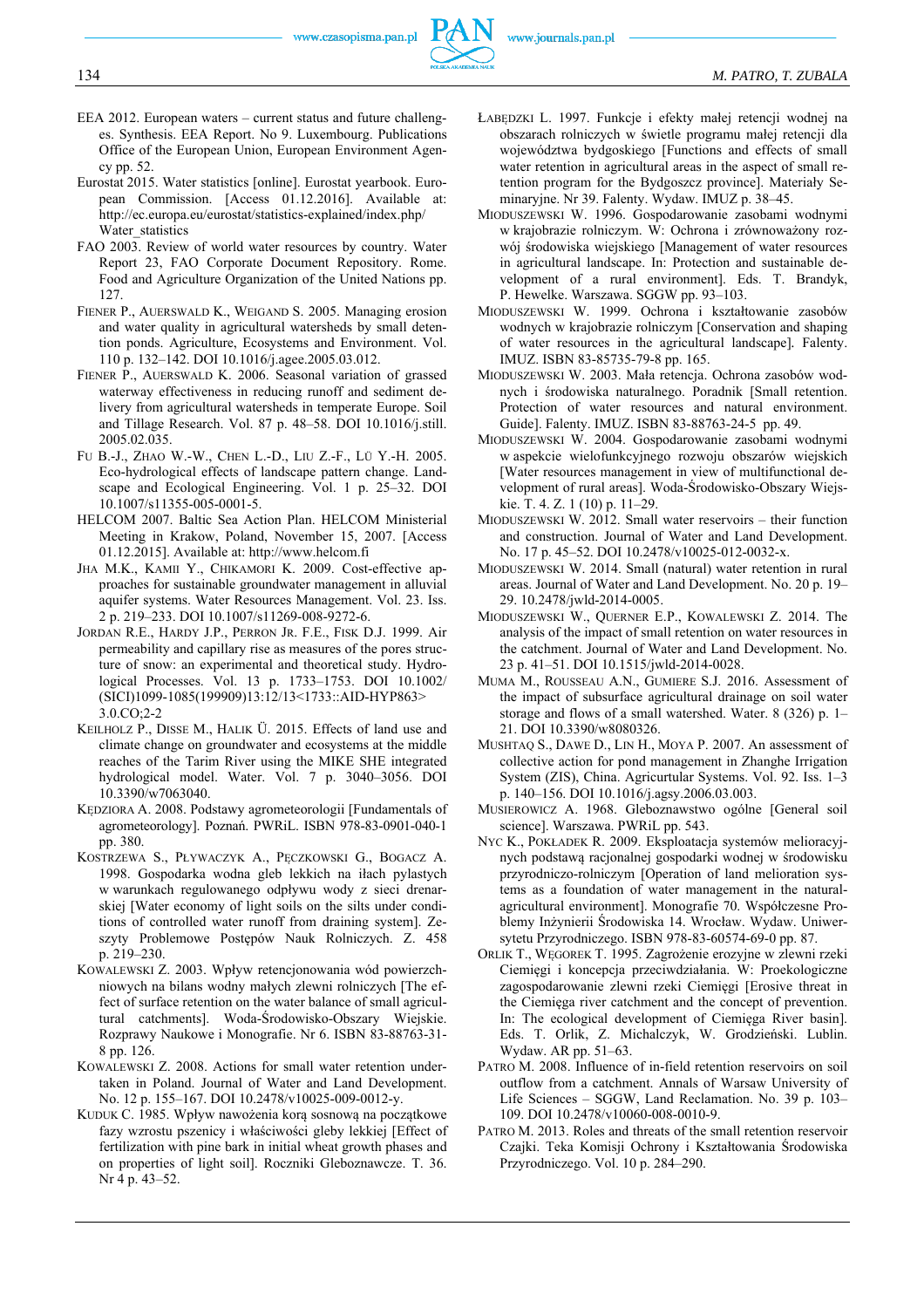EEA 2012. European waters – current status and future challenges. Synthesis. EEA Report. No 9. Luxembourg. Publications Office of the European Union, European Environment Agency pp. 52.

Eurostat 2015. Water statistics [online]. Eurostat yearbook. European Commission. [Access 01.12.2016]. Available at: http://ec.europa.eu/eurostat/statistics-explained/index.php/Water_statistics

FAO 2003. Review of world water resources by country. Water Report 23, FAO Corporate Document Repository. Rome. Food and Agriculture Organization of the United Nations pp. 127.

FIENER P., AUERSWALD K., WEIGAND S. 2005. Managing erosion and water quality in agricultural watersheds by small detention ponds. Agriculture, Ecosystems and Environment. Vol. 110 p. 132–142. DOI 10.1016/j.agee.2005.03.012.

FIENER P., AUERSWALD K. 2006. Seasonal variation of grassed waterway effectiveness in reducing runoff and sediment delivery from agricultural watersheds in temperate Europe. Soil and Tillage Research. Vol. 87 p. 48–58. DOI 10.1016/j.still.2005.02.035.

FU B.-J., ZHAO W.-W., CHEN L.-D., LIU Z.-F., LÜ Y.-H. 2005. Eco-hydrological effects of landscape pattern change. Landscape and Ecological Engineering. Vol. 1 p. 25–32. DOI 10.1007/s11355-005-0001-5.

HELCOM 2007. Baltic Sea Action Plan. HELCOM Ministerial Meeting in Krakow, Poland, November 15, 2007. [Access 01.12.2015]. Available at: http://www.helcom.fi

JHA M.K., KAMII Y., CHIKAMORI K. 2009. Cost-effective approaches for sustainable groundwater management in alluvial aquifer systems. Water Resources Management. Vol. 23. Iss. 2 p. 219–233. DOI 10.1007/s11269-008-9272-6.

JORDAN R.E., HARDY J.P., PERRON JR. F.E., FISK D.J. 1999. Air permeability and capillary rise as measures of the pores structure of snow: an experimental and theoretical study. Hydrological Processes. Vol. 13 p. 1733–1753. DOI 10.1002/(SICI)1099-1085(199909)13:12/13<1733::AID-HYP863>3.0.CO;2-2

KEILHOLZ P., DISSE M., HALIK Ü. 2015. Effects of land use and climate change on groundwater and ecosystems at the middle reaches of the Tarim River using the MIKE SHE integrated hydrological model. Water. Vol. 7 p. 3040–3056. DOI 10.3390/w7063040.

KĘDZIORA A. 2008. Podstawy agrometeorologii [Fundamentals of agrometeorology]. Poznań. PWRiL. ISBN 978-83-0901-040-1 pp. 380.

KOSTRZEWA S., PŁYWACZYK A., PĘCZKOWSKI G., BOGACZ A. 1998. Gospodarka wodna gleb lekkich na iłach pylastych w warunkach regulowanego odpływu wody z sieci drenarskiej [Water economy of light soils on the silts under conditions of controlled water runoff from draining system]. Zeszyty Problemowe Postępów Nauk Rolniczych. Z. 458 p. 219–230.

KOWALEWSKI Z. 2003. Wpływ retencjonowania wód powierzchniowych na bilans wodny małych zlewni rolniczych [The effect of surface retention on the water balance of small agricultural catchments]. Woda-Środowisko-Obszary Wiejskie. Rozprawy Naukowe i Monografie. Nr 6. ISBN 83-88763-31-8 pp. 126.

KOWALEWSKI Z. 2008. Actions for small water retention undertaken in Poland. Journal of Water and Land Development. No. 12 p. 155–167. DOI 10.2478/v10025-009-0012-y.

KUDUK C. 1985. Wpływ nawożenia korą sosnową na początkowe fazy wzrostu pszenicy i właściwości gleby lekkiej [Effect of fertilization with pine bark in initial wheat growth phases and on properties of light soil]. Roczniki Gleboznawcze. T. 36. Nr 4 p. 43–52.

ŁABĘDZKI L. 1997. Funkcje i efekty małej retencji wodnej na obszarach rolniczych w świetle programu małej retencji dla województwa bydgoskiego [Functions and effects of small water retention in agricultural areas in the aspect of small retention program for the Bydgoszcz province]. Materiały Seminaryjne. Nr 39. Falenty. Wydaw. IMUZ p. 38–45.

MIODUSZEWSKI W. 1996. Gospodarowanie zasobami wodnymi w krajobrazie rolniczym. W: Ochrona i zrównoważony rozwój środowiska wiejskiego [Management of water resources in agricultural landscape. In: Protection and sustainable development of a rural environment]. Eds. T. Brandyk, P. Hewelke. Warszawa. SGGW pp. 93–103.

MIODUSZEWSKI W. 1999. Ochrona i kształtowanie zasobów wodnych w krajobrazie rolniczym [Conservation and shaping of water resources in the agricultural landscape]. Falenty. IMUZ. ISBN 83-85735-79-8 pp. 165.

MIODUSZEWSKI W. 2003. Mała retencja. Ochrona zasobów wodnych i środowiska naturalnego. Poradnik [Small retention. Protection of water resources and natural environment. Guide]. Falenty. IMUZ. ISBN 83-88763-24-5 pp. 49.

MIODUSZEWSKI W. 2004. Gospodarowanie zasobami wodnymi w aspekcie wielofunkcyjnego rozwoju obszarów wiejskich [Water resources management in view of multifunctional development of rural areas]. Woda-Środowisko-Obszary Wiejskie. T. 4. Z. 1 (10) p. 11–29.

MIODUSZEWSKI W. 2012. Small water reservoirs – their function and construction. Journal of Water and Land Development. No. 17 p. 45–52. DOI 10.2478/v10025-012-0032-x.

MIODUSZEWSKI W. 2014. Small (natural) water retention in rural areas. Journal of Water and Land Development. No. 20 p. 19–29. 10.2478/jwld-2014-0005.

MIODUSZEWSKI W., QUERNER E.P., KOWALEWSKI Z. 2014. The analysis of the impact of small retention on water resources in the catchment. Journal of Water and Land Development. No. 23 p. 41–51. DOI 10.1515/jwld-2014-0028.

MUMA M., ROUSSEAU A.N., GUMIERE S.J. 2016. Assessment of the impact of subsurface agricultural drainage on soil water storage and flows of a small watershed. Water. 8 (326) p. 1–21. DOI 10.3390/w8080326.

MUSHTAQ S., DAWE D., LIN H., MOYA P. 2007. An assessment of collective action for pond management in Zhanghe Irrigation System (ZIS), China. Agricurtular Systems. Vol. 92. Iss. 1–3 p. 140–156. DOI 10.1016/j.agsy.2006.03.003.

MUSIEROWICZ A. 1968. Gleboznawstwo ogólne [General soil science]. Warszawa. PWRiL pp. 543.

NYC K., POKŁADEK R. 2009. Eksploatacja systemów melioracyjnych podstawą racjonalnej gospodarki wodnej w środowisku przyrodniczo-rolniczym [Operation of land melioration systems as a foundation of water management in the natural-agricultural environment]. Monografie 70. Współczesne Problemy Inżynierii Środowiska 14. Wrocław. Wydaw. Uniwersytetu Przyrodniczego. ISBN 978-83-60574-69-0 pp. 87.

ORLIK T., WĘGOREK T. 1995. Zagrożenie erozyjne w zlewni rzeki Ciemięgi i koncepcja przeciwdziałania. W: Proekologiczne zagospodarowanie zlewni rzeki Ciemięgi [Erosive threat in the Ciemięga river catchment and the concept of prevention. In: The ecological development of Ciemięga River basin]. Eds. T. Orlik, Z. Michalczyk, W. Grodzieński. Lublin. Wydaw. AR pp. 51–63.

PATRO M. 2008. Influence of in-field retention reservoirs on soil outflow from a catchment. Annals of Warsaw University of Life Sciences – SGGW, Land Reclamation. No. 39 p. 103–109. DOI 10.2478/v10060-008-0010-9.

PATRO M. 2013. Roles and threats of the small retention reservoir Czajki. Teka Komisji Ochrony i Kształtowania Środowiska Przyrodniczego. Vol. 10 p. 284–290.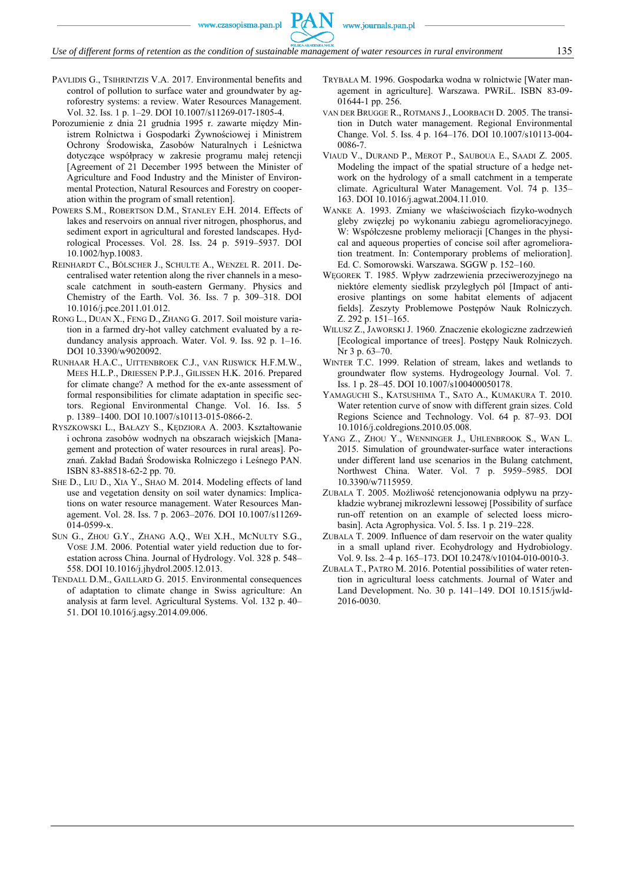PAVLIDIS G., TSIHRINTZIS V.A. 2017. Environmental benefits and control of pollution to surface water and groundwater by agroforestry systems: a review. Water Resources Management. Vol. 32. Iss. 1 p. 1–29. DOI 10.1007/s11269-017-1805-4.

Porozumienie z dnia 21 grudnia 1995 r. zawarte między Ministrem Rolnictwa i Gospodarki Żywnościowej i Ministrem Ochrony Środowiska, Zasobów Naturalnych i Leśnictwa dotyczące współpracy w zakresie programu małej retencji [Agreement of 21 December 1995 between the Minister of Agriculture and Food Industry and the Minister of Environmental Protection, Natural Resources and Forestry on cooperation within the program of small retention].

POWERS S.M., ROBERTSON D.M., STANLEY E.H. 2014. Effects of lakes and reservoirs on annual river nitrogen, phosphorus, and sediment export in agricultural and forested landscapes. Hydrological Processes. Vol. 28. Iss. 24 p. 5919–5937. DOI 10.1002/hyp.10083.

REINHARDT C., BÖLSCHER J., SCHULTE A., WENZEL R. 2011. Decentralised water retention along the river channels in a mesoscale catchment in south-eastern Germany. Physics and Chemistry of the Earth. Vol. 36. Iss. 7 p. 309–318. DOI 10.1016/j.pce.2011.01.012.

RONG L., DUAN X., FENG D., ZHANG G. 2017. Soil moisture variation in a farmed dry-hot valley catchment evaluated by a redundancy analysis approach. Water. Vol. 9. Iss. 92 p. 1–16. DOI 10.3390/w9020092.

RUNHAAR H.A.C., UITTENBROEK C.J., VAN RIJSWICK H.F.M.W., MEES H.L.P., DRIESSEN P.P.J., GILISSEN H.K. 2016. Prepared for climate change? A method for the ex-ante assessment of formal responsibilities for climate adaptation in specific sectors. Regional Environmental Change. Vol. 16. Iss. 5 p. 1389–1400. DOI 10.1007/s10113-015-0866-2.

RYSZKOWSKI L., BAŁAZY S., KĘDZIORA A. 2003. Kształtowanie i ochrona zasobów wodnych na obszarach wiejskich [Management and protection of water resources in rural areas]. Poznań. Zakład Badań Środowiska Rolniczego i Leśnego PAN. ISBN 83-88518-62-2 pp. 70.

SHE D., LIU D., XIA Y., SHAO M. 2014. Modeling effects of land use and vegetation density on soil water dynamics: Implications on water resource management. Water Resources Management. Vol. 28. Iss. 7 p. 2063–2076. DOI 10.1007/s11269-014-0599-x.

SUN G., ZHOU G.Y., ZHANG A.Q., WEI X.H., MCNULTY S.G., VOSE J.M. 2006. Potential water yield reduction due to forestation across China. Journal of Hydrology. Vol. 328 p. 548–558. DOI 10.1016/j.jhydrol.2005.12.013.

TENDALL D.M., GAILLARD G. 2015. Environmental consequences of adaptation to climate change in Swiss agriculture: An analysis at farm level. Agricultural Systems. Vol. 132 p. 40–51. DOI 10.1016/j.agsy.2014.09.006.

TRYBAŁA M. 1996. Gospodarka wodna w rolnictwie [Water management in agriculture]. Warszawa. PWRiL. ISBN 83-09-01644-1 pp. 256.

VAN DER BRUGGE R., ROTMANS J., LOORBACH D. 2005. The transition in Dutch water management. Regional Environmental Change. Vol. 5. Iss. 4 p. 164–176. DOI 10.1007/s10113-004-0086-7.

VIAUD V., DURAND P., MEROT P., SAUBOUA E., SAADI Z. 2005. Modeling the impact of the spatial structure of a hedge network on the hydrology of a small catchment in a temperate climate. Agricultural Water Management. Vol. 74 p. 135–163. DOI 10.1016/j.agwat.2004.11.010.

WANKE A. 1993. Zmiany we właściwościach fizyko-wodnych gleby zwięzłej po wykonaniu zabiegu agromelioracyjnego. W: Współczesne problemy melioracji [Changes in the physical and aqueous properties of concise soil after agromelioration treatment. In: Contemporary problems of melioration]. Ed. C. Somorowski. Warszawa. SGGW p. 152–160.

WĘGOREK T. 1985. Wpływ zadrzewienia przeciwerozyjnego na niektóre elementy siedlisk przyległych pól [Impact of anti-erosive plantings on some habitat elements of adjacent fields]. Zeszyty Problemowe Postępów Nauk Rolniczych. Z. 292 p. 151–165.

WILUSZ Z., JAWORSKI J. 1960. Znaczenie ekologiczne zadrzewień [Ecological importance of trees]. Postępy Nauk Rolniczych. Nr 3 p. 63–70.

WINTER T.C. 1999. Relation of stream, lakes and wetlands to groundwater flow systems. Hydrogeology Journal. Vol. 7. Iss. 1 p. 28–45. DOI 10.1007/s100400050178.

YAMAGUCHI S., KATSUSHIMA T., SATO A., KUMAKURA T. 2010. Water retention curve of snow with different grain sizes. Cold Regions Science and Technology. Vol. 64 p. 87–93. DOI 10.1016/j.coldregions.2010.05.008.

YANG Z., ZHOU Y., WENNINGER J., UHLENBROOK S., WAN L. 2015. Simulation of groundwater-surface water interactions under different land use scenarios in the Bulang catchment, Northwest China. Water. Vol. 7 p. 5959–5985. DOI 10.3390/w7115959.

ZUBALA T. 2005. Możliwość retencjonowania odpływu na przykładzie wybranej mikrozlewni lessowej [Possibility of surface run-off retention on an example of selected loess micro-basin]. Acta Agrophysica. Vol. 5. Iss. 1 p. 219–228.

ZUBALA T. 2009. Influence of dam reservoir on the water quality in a small upland river. Ecohydrology and Hydrobiology. Vol. 9. Iss. 2–4 p. 165–173. DOI 10.2478/v10104-010-0010-3.

ZUBALA T., PATRO M. 2016. Potential possibilities of water retention in agricultural loess catchments. Journal of Water and Land Development. No. 30 p. 141–149. DOI 10.1515/jwld-2016-0030.